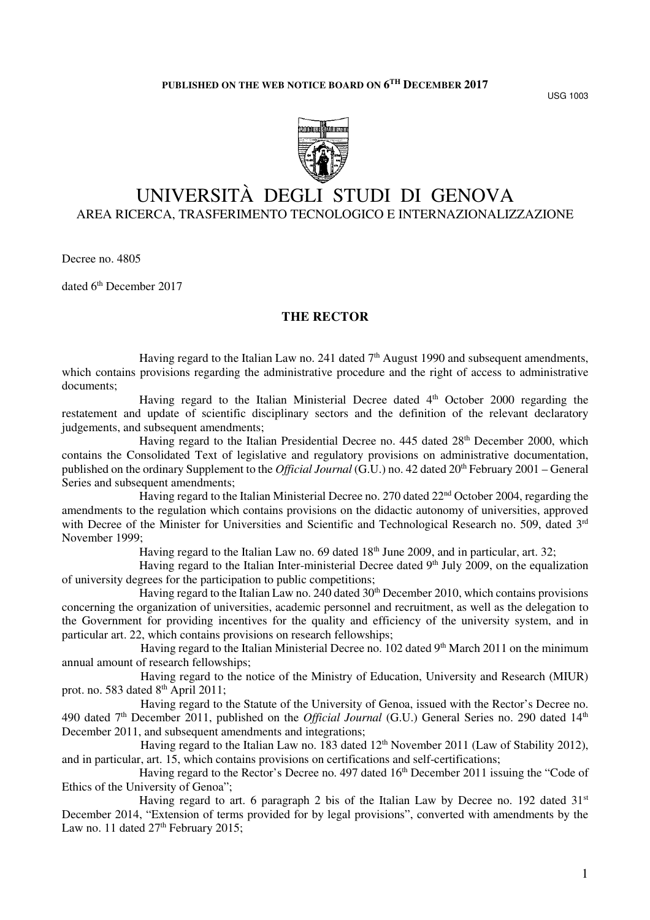**PUBLISHED ON THE WEB NOTICE BOARD ON 6TH DECEMBER 2017**

USG 1003

# UNIVERSITÀ DEGLI STUDI DI GENOVA

AREA RICERCA, TRASFERIMENTO TECNOLOGICO E INTERNAZIONALIZZAZIONE

Decree no. 4805

dated 6th December 2017

## THE RECTOR

Having regard to the Italian Law no. 241 dated 7th August 1990 and subsequent amendments, which contains provisions regarding the administrative procedure and the right of access to administrative documents;

Having regard to the Italian Ministerial Decree dated 4th October 2000 regarding the restatement and update of scientific disciplinary sectors and the definition of the relevant declaratory judgements, and subsequent amendments;

Having regard to the Italian Presidential Decree no. 445 dated 28th December 2000, which contains the Consolidated Text of legislative and regulatory provisions on administrative documentation, published on the ordinary Supplement to the *Official Journal* (G.U.) no. 42 dated 20th February 2001 – General Series and subsequent amendments;

Having regard to the Italian Ministerial Decree no. 270 dated 22nd October 2004, regarding the amendments to the regulation which contains provisions on the didactic autonomy of universities, approved with Decree of the Minister for Universities and Scientific and Technological Research no. 509, dated 3rd November 1999;

Having regard to the Italian Law no. 69 dated 18th June 2009, and in particular, art. 32;

Having regard to the Italian Inter-ministerial Decree dated 9th July 2009, on the equalization of university degrees for the participation to public competitions;

Having regard to the Italian Law no. 240 dated 30th December 2010, which contains provisions concerning the organization of universities, academic personnel and recruitment, as well as the delegation to the Government for providing incentives for the quality and efficiency of the university system, and in particular art. 22, which contains provisions on research fellowships;

Having regard to the Italian Ministerial Decree no. 102 dated 9th March 2011 on the minimum annual amount of research fellowships;

Having regard to the notice of the Ministry of Education, University and Research (MIUR) prot. no. 583 dated 8th April 2011;

Having regard to the Statute of the University of Genoa, issued with the Rector's Decree no. 490 dated 7th December 2011, published on the *Official Journal* (G.U.) General Series no. 290 dated 14th December 2011, and subsequent amendments and integrations;

Having regard to the Italian Law no. 183 dated 12th November 2011 (Law of Stability 2012), and in particular, art. 15, which contains provisions on certifications and self-certifications;

Having regard to the Rector's Decree no. 497 dated 16th December 2011 issuing the "Code of Ethics of the University of Genoa";

Having regard to art. 6 paragraph 2 bis of the Italian Law by Decree no. 192 dated 31st December 2014, "Extension of terms provided for by legal provisions", converted with amendments by the Law no. 11 dated 27th February 2015;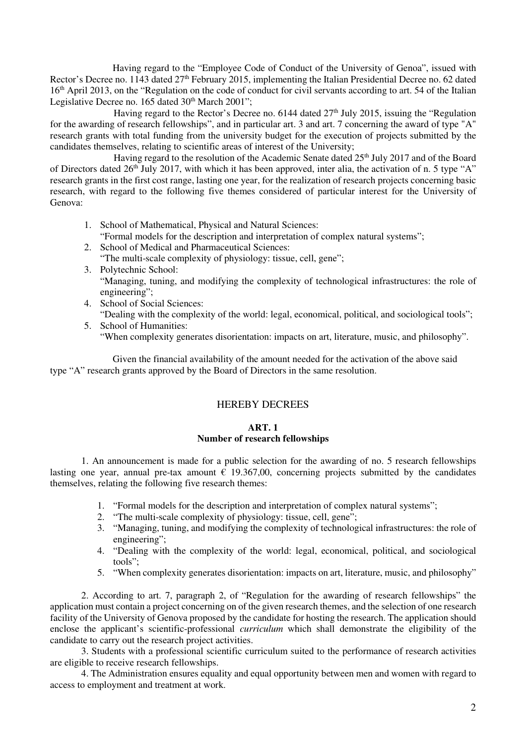Having regard to the "Employee Code of Conduct of the University of Genoa", issued with Rector's Decree no. 1143 dated 27th February 2015, implementing the Italian Presidential Decree no. 62 dated 16th April 2013, on the "Regulation on the code of conduct for civil servants according to art. 54 of the Italian Legislative Decree no. 165 dated 30th March 2001";

Having regard to the Rector's Decree no. 6144 dated 27th July 2015, issuing the "Regulation for the awarding of research fellowships", and in particular art. 3 and art. 7 concerning the award of type "A" research grants with total funding from the university budget for the execution of projects submitted by the candidates themselves, relating to scientific areas of interest of the University;

Having regard to the resolution of the Academic Senate dated 25th July 2017 and of the Board of Directors dated 26th July 2017, with which it has been approved, inter alia, the activation of n. 5 type "A" research grants in the first cost range, lasting one year, for the realization of research projects concerning basic research, with regard to the following five themes considered of particular interest for the University of Genova:

1. School of Mathematical, Physical and Natural Sciences:
   "Formal models for the description and interpretation of complex natural systems";
2. School of Medical and Pharmaceutical Sciences:
   "The multi-scale complexity of physiology: tissue, cell, gene";
3. Polytechnic School:
   "Managing, tuning, and modifying the complexity of technological infrastructures: the role of engineering";
4. School of Social Sciences:
   "Dealing with the complexity of the world: legal, economical, political, and sociological tools";
5. School of Humanities:
   "When complexity generates disorientation: impacts on art, literature, music, and philosophy".

Given the financial availability of the amount needed for the activation of the above said type "A" research grants approved by the Board of Directors in the same resolution.

## HEREBY DECREES

### ART. 1
### Number of research fellowships

1. An announcement is made for a public selection for the awarding of no. 5 research fellowships lasting one year, annual pre-tax amount € 19.367,00, concerning projects submitted by the candidates themselves, relating the following five research themes:

   1. "Formal models for the description and interpretation of complex natural systems";
   2. "The multi-scale complexity of physiology: tissue, cell, gene";
   3. "Managing, tuning, and modifying the complexity of technological infrastructures: the role of engineering";
   4. "Dealing with the complexity of the world: legal, economical, political, and sociological tools";
   5. "When complexity generates disorientation: impacts on art, literature, music, and philosophy"

2. According to art. 7, paragraph 2, of "Regulation for the awarding of research fellowships" the application must contain a project concerning on of the given research themes, and the selection of one research facility of the University of Genova proposed by the candidate for hosting the research. The application should enclose the applicant's scientific-professional *curriculum* which shall demonstrate the eligibility of the candidate to carry out the research project activities.

3. Students with a professional scientific curriculum suited to the performance of research activities are eligible to receive research fellowships.

4. The Administration ensures equality and equal opportunity between men and women with regard to access to employment and treatment at work.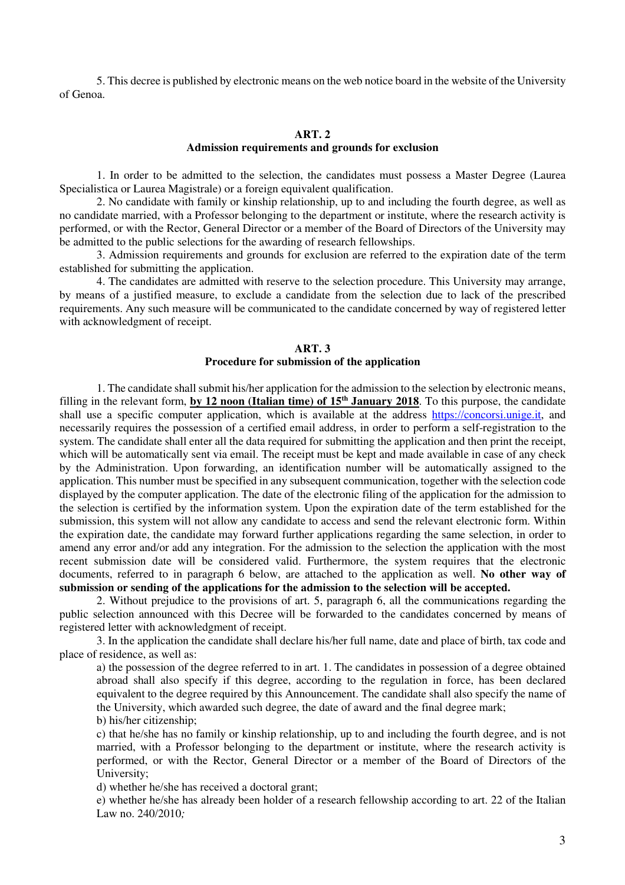5. This decree is published by electronic means on the web notice board in the website of the University of Genoa.

## ART. 2
## Admission requirements and grounds for exclusion

1. In order to be admitted to the selection, the candidates must possess a Master Degree (Laurea Specialistica or Laurea Magistrale) or a foreign equivalent qualification.

2. No candidate with family or kinship relationship, up to and including the fourth degree, as well as no candidate married, with a Professor belonging to the department or institute, where the research activity is performed, or with the Rector, General Director or a member of the Board of Directors of the University may be admitted to the public selections for the awarding of research fellowships.

3. Admission requirements and grounds for exclusion are referred to the expiration date of the term established for submitting the application.

4. The candidates are admitted with reserve to the selection procedure. This University may arrange, by means of a justified measure, to exclude a candidate from the selection due to lack of the prescribed requirements. Any such measure will be communicated to the candidate concerned by way of registered letter with acknowledgment of receipt.

## ART. 3
## Procedure for submission of the application

1. The candidate shall submit his/her application for the admission to the selection by electronic means, filling in the relevant form, **by 12 noon (Italian time) of 15th January 2018**. To this purpose, the candidate shall use a specific computer application, which is available at the address https://concorsi.unige.it, and necessarily requires the possession of a certified email address, in order to perform a self-registration to the system. The candidate shall enter all the data required for submitting the application and then print the receipt, which will be automatically sent via email. The receipt must be kept and made available in case of any check by the Administration. Upon forwarding, an identification number will be automatically assigned to the application. This number must be specified in any subsequent communication, together with the selection code displayed by the computer application. The date of the electronic filing of the application for the admission to the selection is certified by the information system. Upon the expiration date of the term established for the submission, this system will not allow any candidate to access and send the relevant electronic form. Within the expiration date, the candidate may forward further applications regarding the same selection, in order to amend any error and/or add any integration. For the admission to the selection the application with the most recent submission date will be considered valid. Furthermore, the system requires that the electronic documents, referred to in paragraph 6 below, are attached to the application as well. **No other way of submission or sending of the applications for the admission to the selection will be accepted.**

2. Without prejudice to the provisions of art. 5, paragraph 6, all the communications regarding the public selection announced with this Decree will be forwarded to the candidates concerned by means of registered letter with acknowledgment of receipt.

3. In the application the candidate shall declare his/her full name, date and place of birth, tax code and place of residence, as well as:

a) the possession of the degree referred to in art. 1. The candidates in possession of a degree obtained abroad shall also specify if this degree, according to the regulation in force, has been declared equivalent to the degree required by this Announcement. The candidate shall also specify the name of the University, which awarded such degree, the date of award and the final degree mark;

b) his/her citizenship;

c) that he/she has no family or kinship relationship, up to and including the fourth degree, and is not married, with a Professor belonging to the department or institute, where the research activity is performed, or with the Rector, General Director or a member of the Board of Directors of the University;

d) whether he/she has received a doctoral grant;

e) whether he/she has already been holder of a research fellowship according to art. 22 of the Italian Law no. 240/2010*;*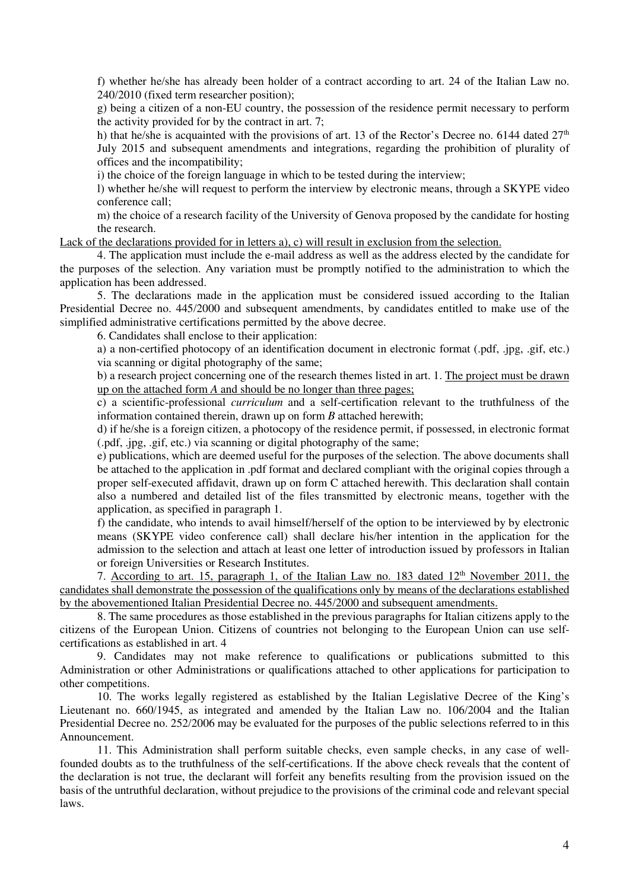f) whether he/she has already been holder of a contract according to art. 24 of the Italian Law no. 240/2010 (fixed term researcher position);

g) being a citizen of a non-EU country, the possession of the residence permit necessary to perform the activity provided for by the contract in art. 7;

h) that he/she is acquainted with the provisions of art. 13 of the Rector's Decree no. 6144 dated 27th July 2015 and subsequent amendments and integrations, regarding the prohibition of plurality of offices and the incompatibility;

i) the choice of the foreign language in which to be tested during the interview;

l) whether he/she will request to perform the interview by electronic means, through a SKYPE video conference call;

m) the choice of a research facility of the University of Genova proposed by the candidate for hosting the research.

<u>Lack of the declarations provided for in letters a), c) will result in exclusion from the selection.</u>

4. The application must include the e-mail address as well as the address elected by the candidate for the purposes of the selection. Any variation must be promptly notified to the administration to which the application has been addressed.

5. The declarations made in the application must be considered issued according to the Italian Presidential Decree no. 445/2000 and subsequent amendments, by candidates entitled to make use of the simplified administrative certifications permitted by the above decree.

6. Candidates shall enclose to their application:

a) a non-certified photocopy of an identification document in electronic format (.pdf, .jpg, .gif, etc.) via scanning or digital photography of the same;

b) a research project concerning one of the research themes listed in art. 1. <u>The project must be drawn up on the attached form *A* and should be no longer than three pages;</u>

c) a scientific-professional *curriculum* and a self-certification relevant to the truthfulness of the information contained therein, drawn up on form *B* attached herewith;

d) if he/she is a foreign citizen, a photocopy of the residence permit, if possessed, in electronic format (.pdf, .jpg, .gif, etc.) via scanning or digital photography of the same;

e) publications, which are deemed useful for the purposes of the selection. The above documents shall be attached to the application in .pdf format and declared compliant with the original copies through a proper self-executed affidavit, drawn up on form C attached herewith. This declaration shall contain also a numbered and detailed list of the files transmitted by electronic means, together with the application, as specified in paragraph 1.

f) the candidate, who intends to avail himself/herself of the option to be interviewed by by electronic means (SKYPE video conference call) shall declare his/her intention in the application for the admission to the selection and attach at least one letter of introduction issued by professors in Italian or foreign Universities or Research Institutes.

7. <u>According to art. 15, paragraph 1, of the Italian Law no. 183 dated 12th November 2011, the candidates shall demonstrate the possession of the qualifications only by means of the declarations established by the abovementioned Italian Presidential Decree no. 445/2000 and subsequent amendments.</u>

8. The same procedures as those established in the previous paragraphs for Italian citizens apply to the citizens of the European Union. Citizens of countries not belonging to the European Union can use self-certifications as established in art. 4

9. Candidates may not make reference to qualifications or publications submitted to this Administration or other Administrations or qualifications attached to other applications for participation to other competitions.

10. The works legally registered as established by the Italian Legislative Decree of the King's Lieutenant no. 660/1945, as integrated and amended by the Italian Law no. 106/2004 and the Italian Presidential Decree no. 252/2006 may be evaluated for the purposes of the public selections referred to in this Announcement.

11. This Administration shall perform suitable checks, even sample checks, in any case of well-founded doubts as to the truthfulness of the self-certifications. If the above check reveals that the content of the declaration is not true, the declarant will forfeit any benefits resulting from the provision issued on the basis of the untruthful declaration, without prejudice to the provisions of the criminal code and relevant special laws.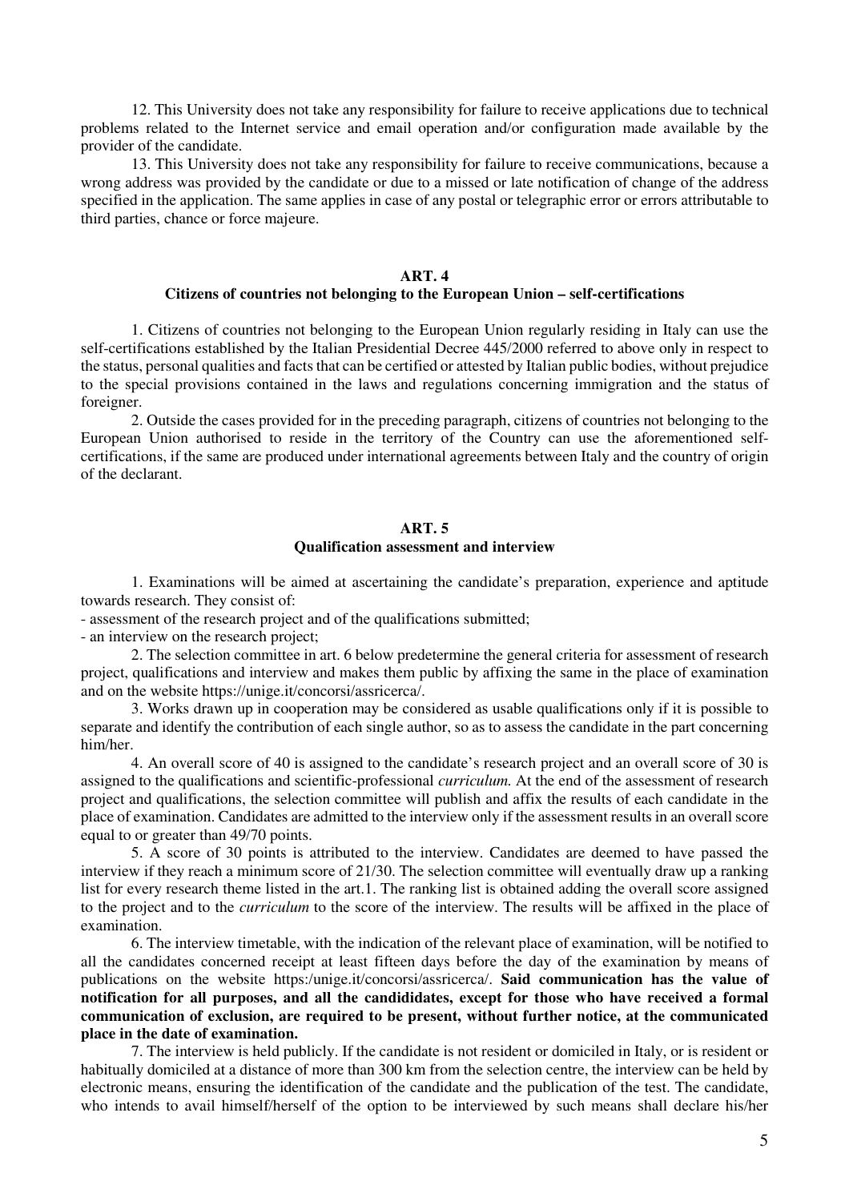12. This University does not take any responsibility for failure to receive applications due to technical problems related to the Internet service and email operation and/or configuration made available by the provider of the candidate.

13. This University does not take any responsibility for failure to receive communications, because a wrong address was provided by the candidate or due to a missed or late notification of change of the address specified in the application. The same applies in case of any postal or telegraphic error or errors attributable to third parties, chance or force majeure.

## ART. 4
### Citizens of countries not belonging to the European Union – self-certifications

1. Citizens of countries not belonging to the European Union regularly residing in Italy can use the self-certifications established by the Italian Presidential Decree 445/2000 referred to above only in respect to the status, personal qualities and facts that can be certified or attested by Italian public bodies, without prejudice to the special provisions contained in the laws and regulations concerning immigration and the status of foreigner.

2. Outside the cases provided for in the preceding paragraph, citizens of countries not belonging to the European Union authorised to reside in the territory of the Country can use the aforementioned self-certifications, if the same are produced under international agreements between Italy and the country of origin of the declarant.

## ART. 5
### Qualification assessment and interview

1. Examinations will be aimed at ascertaining the candidate's preparation, experience and aptitude towards research. They consist of:
- assessment of the research project and of the qualifications submitted;
- an interview on the research project;

2. The selection committee in art. 6 below predetermine the general criteria for assessment of research project, qualifications and interview and makes them public by affixing the same in the place of examination and on the website https://unige.it/concorsi/assricerca/.

3. Works drawn up in cooperation may be considered as usable qualifications only if it is possible to separate and identify the contribution of each single author, so as to assess the candidate in the part concerning him/her.

4. An overall score of 40 is assigned to the candidate's research project and an overall score of 30 is assigned to the qualifications and scientific-professional *curriculum.* At the end of the assessment of research project and qualifications, the selection committee will publish and affix the results of each candidate in the place of examination. Candidates are admitted to the interview only if the assessment results in an overall score equal to or greater than 49/70 points.

5. A score of 30 points is attributed to the interview. Candidates are deemed to have passed the interview if they reach a minimum score of 21/30. The selection committee will eventually draw up a ranking list for every research theme listed in the art.1. The ranking list is obtained adding the overall score assigned to the project and to the *curriculum* to the score of the interview. The results will be affixed in the place of examination.

6. The interview timetable, with the indication of the relevant place of examination, will be notified to all the candidates concerned receipt at least fifteen days before the day of the examination by means of publications on the website https:/unige.it/concorsi/assricerca/. **Said communication has the value of notification for all purposes, and all the candididates, except for those who have received a formal communication of exclusion, are required to be present, without further notice, at the communicated place in the date of examination.**

7. The interview is held publicly. If the candidate is not resident or domiciled in Italy, or is resident or habitually domiciled at a distance of more than 300 km from the selection centre, the interview can be held by electronic means, ensuring the identification of the candidate and the publication of the test. The candidate, who intends to avail himself/herself of the option to be interviewed by such means shall declare his/her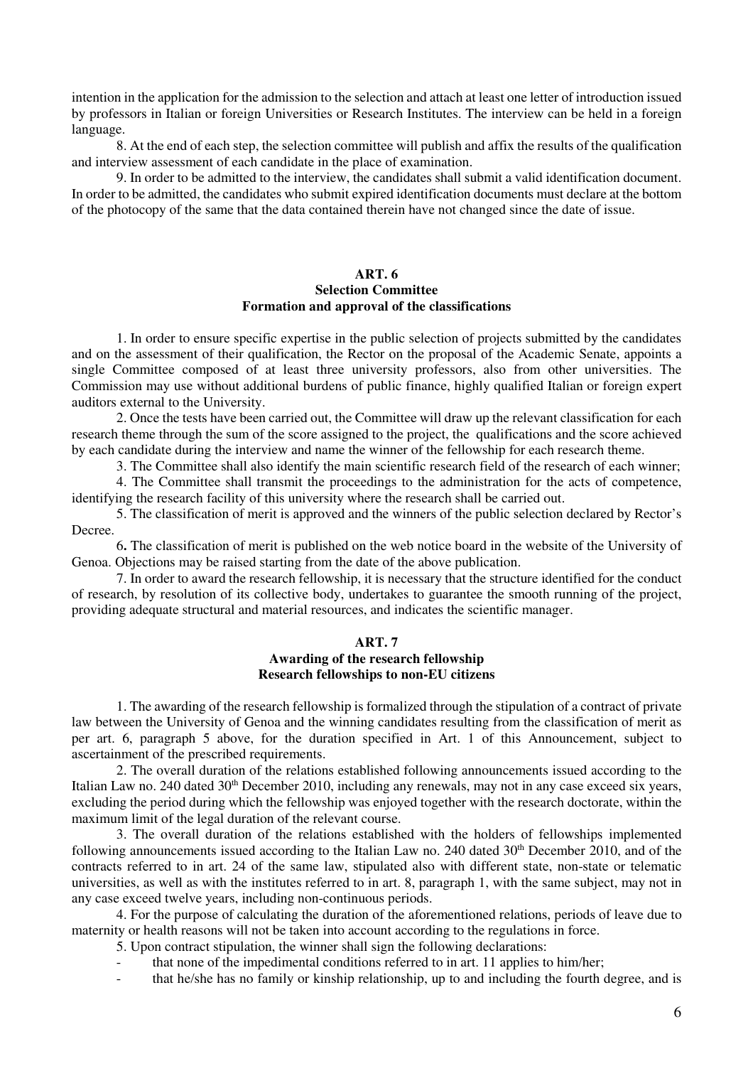intention in the application for the admission to the selection and attach at least one letter of introduction issued by professors in Italian or foreign Universities or Research Institutes. The interview can be held in a foreign language.

8. At the end of each step, the selection committee will publish and affix the results of the qualification and interview assessment of each candidate in the place of examination.

9. In order to be admitted to the interview, the candidates shall submit a valid identification document. In order to be admitted, the candidates who submit expired identification documents must declare at the bottom of the photocopy of the same that the data contained therein have not changed since the date of issue.

## ART. 6
## Selection Committee
## Formation and approval of the classifications

1. In order to ensure specific expertise in the public selection of projects submitted by the candidates and on the assessment of their qualification, the Rector on the proposal of the Academic Senate, appoints a single Committee composed of at least three university professors, also from other universities. The Commission may use without additional burdens of public finance, highly qualified Italian or foreign expert auditors external to the University.

2. Once the tests have been carried out, the Committee will draw up the relevant classification for each research theme through the sum of the score assigned to the project, the qualifications and the score achieved by each candidate during the interview and name the winner of the fellowship for each research theme.

3. The Committee shall also identify the main scientific research field of the research of each winner;

4. The Committee shall transmit the proceedings to the administration for the acts of competence, identifying the research facility of this university where the research shall be carried out.

5. The classification of merit is approved and the winners of the public selection declared by Rector's Decree.

**6.** The classification of merit is published on the web notice board in the website of the University of Genoa. Objections may be raised starting from the date of the above publication.

7. In order to award the research fellowship, it is necessary that the structure identified for the conduct of research, by resolution of its collective body, undertakes to guarantee the smooth running of the project, providing adequate structural and material resources, and indicates the scientific manager.

## ART. 7
## Awarding of the research fellowship
## Research fellowships to non-EU citizens

1. The awarding of the research fellowship is formalized through the stipulation of a contract of private law between the University of Genoa and the winning candidates resulting from the classification of merit as per art. 6, paragraph 5 above, for the duration specified in Art. 1 of this Announcement, subject to ascertainment of the prescribed requirements.

2. The overall duration of the relations established following announcements issued according to the Italian Law no. 240 dated 30th December 2010, including any renewals, may not in any case exceed six years, excluding the period during which the fellowship was enjoyed together with the research doctorate, within the maximum limit of the legal duration of the relevant course.

3. The overall duration of the relations established with the holders of fellowships implemented following announcements issued according to the Italian Law no. 240 dated 30th December 2010, and of the contracts referred to in art. 24 of the same law, stipulated also with different state, non-state or telematic universities, as well as with the institutes referred to in art. 8, paragraph 1, with the same subject, may not in any case exceed twelve years, including non-continuous periods.

4. For the purpose of calculating the duration of the aforementioned relations, periods of leave due to maternity or health reasons will not be taken into account according to the regulations in force.

5. Upon contract stipulation, the winner shall sign the following declarations:

- that none of the impedimental conditions referred to in art. 11 applies to him/her;
- that he/she has no family or kinship relationship, up to and including the fourth degree, and is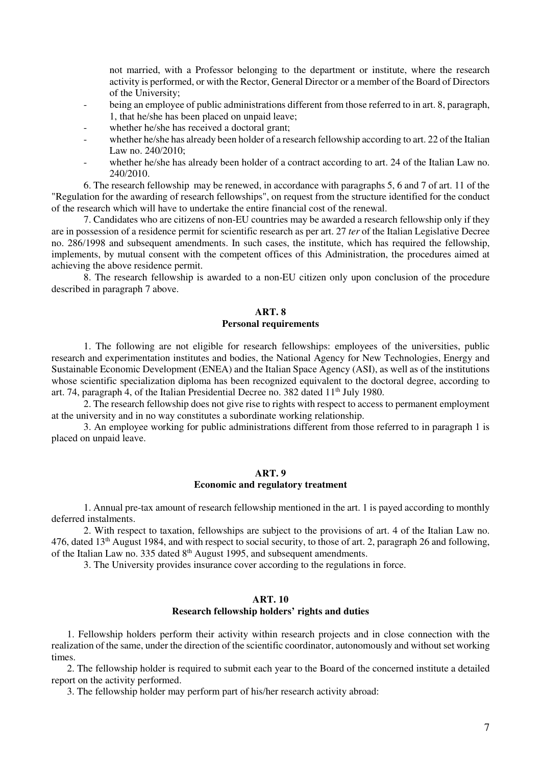not married, with a Professor belonging to the department or institute, where the research activity is performed, or with the Rector, General Director or a member of the Board of Directors of the University;

- being an employee of public administrations different from those referred to in art. 8, paragraph, 1, that he/she has been placed on unpaid leave;
- whether he/she has received a doctoral grant;
- whether he/she has already been holder of a research fellowship according to art. 22 of the Italian Law no. 240/2010;
- whether he/she has already been holder of a contract according to art. 24 of the Italian Law no. 240/2010.

6. The research fellowship may be renewed, in accordance with paragraphs 5, 6 and 7 of art. 11 of the "Regulation for the awarding of research fellowships", on request from the structure identified for the conduct of the research which will have to undertake the entire financial cost of the renewal.

7. Candidates who are citizens of non-EU countries may be awarded a research fellowship only if they are in possession of a residence permit for scientific research as per art. 27 *ter* of the Italian Legislative Decree no. 286/1998 and subsequent amendments. In such cases, the institute, which has required the fellowship, implements, by mutual consent with the competent offices of this Administration, the procedures aimed at achieving the above residence permit.

8. The research fellowship is awarded to a non-EU citizen only upon conclusion of the procedure described in paragraph 7 above.

## ART. 8
## Personal requirements

1. The following are not eligible for research fellowships: employees of the universities, public research and experimentation institutes and bodies, the National Agency for New Technologies, Energy and Sustainable Economic Development (ENEA) and the Italian Space Agency (ASI), as well as of the institutions whose scientific specialization diploma has been recognized equivalent to the doctoral degree, according to art. 74, paragraph 4, of the Italian Presidential Decree no. 382 dated 11th July 1980.

2. The research fellowship does not give rise to rights with respect to access to permanent employment at the university and in no way constitutes a subordinate working relationship.

3. An employee working for public administrations different from those referred to in paragraph 1 is placed on unpaid leave.

## ART. 9
## Economic and regulatory treatment

1. Annual pre-tax amount of research fellowship mentioned in the art. 1 is payed according to monthly deferred instalments.

2. With respect to taxation, fellowships are subject to the provisions of art. 4 of the Italian Law no. 476, dated 13th August 1984, and with respect to social security, to those of art. 2, paragraph 26 and following, of the Italian Law no. 335 dated 8th August 1995, and subsequent amendments.

3. The University provides insurance cover according to the regulations in force.

## ART. 10
## Research fellowship holders' rights and duties

1. Fellowship holders perform their activity within research projects and in close connection with the realization of the same, under the direction of the scientific coordinator, autonomously and without set working times.

2. The fellowship holder is required to submit each year to the Board of the concerned institute a detailed report on the activity performed.

3. The fellowship holder may perform part of his/her research activity abroad: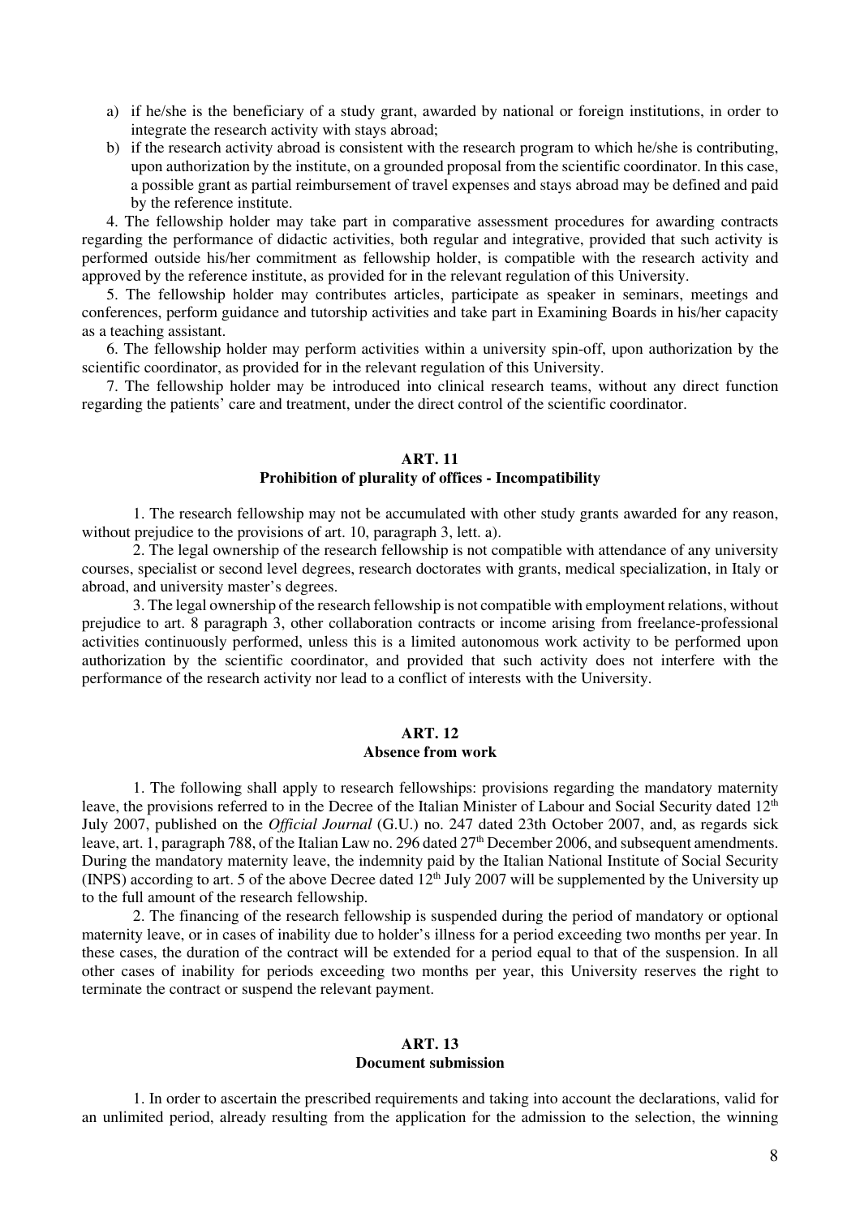a) if he/she is the beneficiary of a study grant, awarded by national or foreign institutions, in order to integrate the research activity with stays abroad;
b) if the research activity abroad is consistent with the research program to which he/she is contributing, upon authorization by the institute, on a grounded proposal from the scientific coordinator. In this case, a possible grant as partial reimbursement of travel expenses and stays abroad may be defined and paid by the reference institute.

4. The fellowship holder may take part in comparative assessment procedures for awarding contracts regarding the performance of didactic activities, both regular and integrative, provided that such activity is performed outside his/her commitment as fellowship holder, is compatible with the research activity and approved by the reference institute, as provided for in the relevant regulation of this University.

5. The fellowship holder may contributes articles, participate as speaker in seminars, meetings and conferences, perform guidance and tutorship activities and take part in Examining Boards in his/her capacity as a teaching assistant.

6. The fellowship holder may perform activities within a university spin-off, upon authorization by the scientific coordinator, as provided for in the relevant regulation of this University.

7. The fellowship holder may be introduced into clinical research teams, without any direct function regarding the patients' care and treatment, under the direct control of the scientific coordinator.

## ART. 11
## Prohibition of plurality of offices - Incompatibility

1. The research fellowship may not be accumulated with other study grants awarded for any reason, without prejudice to the provisions of art. 10, paragraph 3, lett. a).

2. The legal ownership of the research fellowship is not compatible with attendance of any university courses, specialist or second level degrees, research doctorates with grants, medical specialization, in Italy or abroad, and university master's degrees.

3. The legal ownership of the research fellowship is not compatible with employment relations, without prejudice to art. 8 paragraph 3, other collaboration contracts or income arising from freelance-professional activities continuously performed, unless this is a limited autonomous work activity to be performed upon authorization by the scientific coordinator, and provided that such activity does not interfere with the performance of the research activity nor lead to a conflict of interests with the University.

## ART. 12
## Absence from work

1. The following shall apply to research fellowships: provisions regarding the mandatory maternity leave, the provisions referred to in the Decree of the Italian Minister of Labour and Social Security dated 12th July 2007, published on the *Official Journal* (G.U.) no. 247 dated 23th October 2007, and, as regards sick leave, art. 1, paragraph 788, of the Italian Law no. 296 dated 27th December 2006, and subsequent amendments. During the mandatory maternity leave, the indemnity paid by the Italian National Institute of Social Security (INPS) according to art. 5 of the above Decree dated 12th July 2007 will be supplemented by the University up to the full amount of the research fellowship.

2. The financing of the research fellowship is suspended during the period of mandatory or optional maternity leave, or in cases of inability due to holder's illness for a period exceeding two months per year. In these cases, the duration of the contract will be extended for a period equal to that of the suspension. In all other cases of inability for periods exceeding two months per year, this University reserves the right to terminate the contract or suspend the relevant payment.

## ART. 13
## Document submission

1. In order to ascertain the prescribed requirements and taking into account the declarations, valid for an unlimited period, already resulting from the application for the admission to the selection, the winning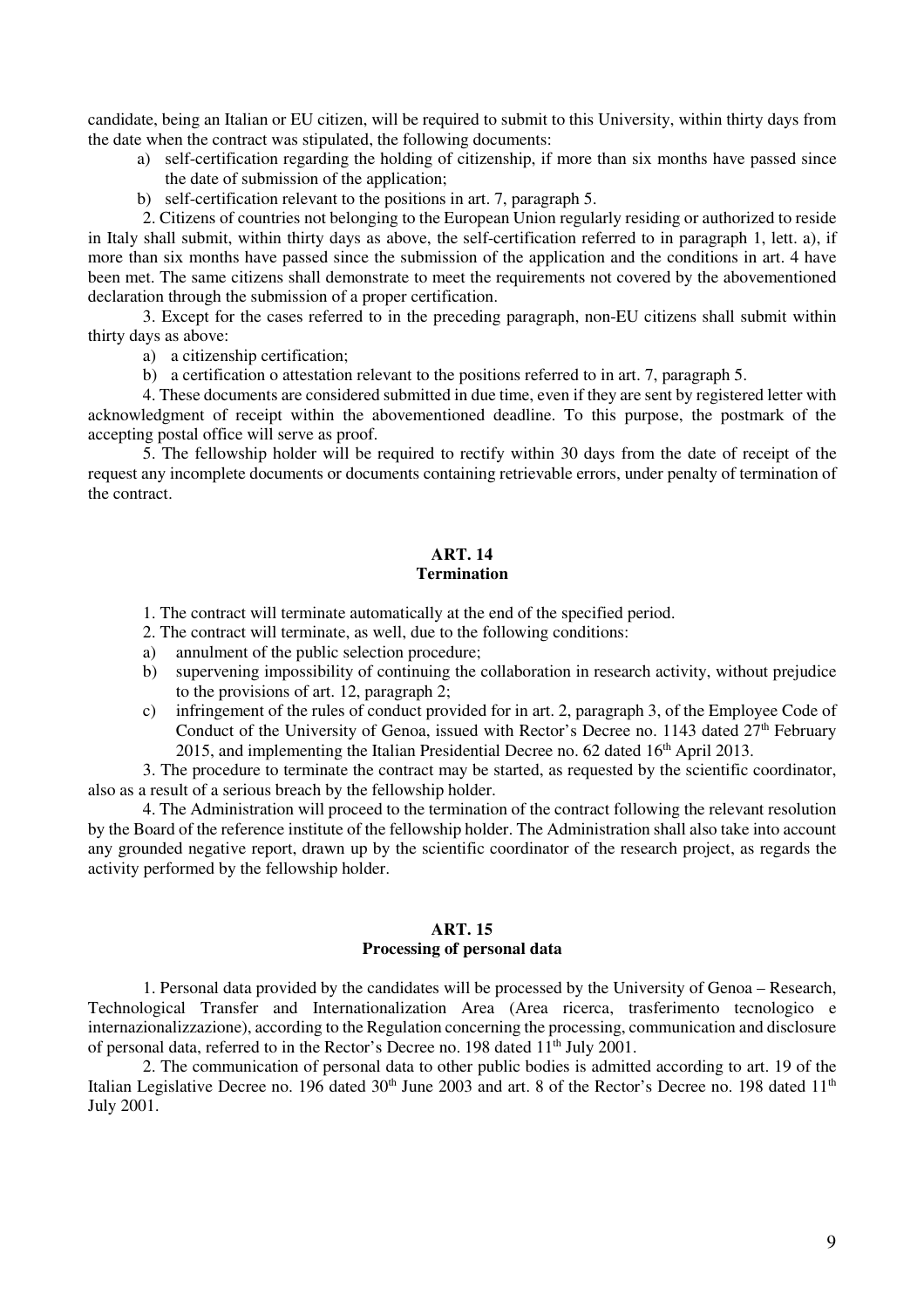candidate, being an Italian or EU citizen, will be required to submit to this University, within thirty days from the date when the contract was stipulated, the following documents:

a) self-certification regarding the holding of citizenship, if more than six months have passed since the date of submission of the application;
b) self-certification relevant to the positions in art. 7, paragraph 5.

2. Citizens of countries not belonging to the European Union regularly residing or authorized to reside in Italy shall submit, within thirty days as above, the self-certification referred to in paragraph 1, lett. a), if more than six months have passed since the submission of the application and the conditions in art. 4 have been met. The same citizens shall demonstrate to meet the requirements not covered by the abovementioned declaration through the submission of a proper certification.

3. Except for the cases referred to in the preceding paragraph, non-EU citizens shall submit within thirty days as above:

a) a citizenship certification;
b) a certification o attestation relevant to the positions referred to in art. 7, paragraph 5.

4. These documents are considered submitted in due time, even if they are sent by registered letter with acknowledgment of receipt within the abovementioned deadline. To this purpose, the postmark of the accepting postal office will serve as proof.

5. The fellowship holder will be required to rectify within 30 days from the date of receipt of the request any incomplete documents or documents containing retrievable errors, under penalty of termination of the contract.

## ART. 14
## Termination

1. The contract will terminate automatically at the end of the specified period.
2. The contract will terminate, as well, due to the following conditions:

a) annulment of the public selection procedure;
b) supervening impossibility of continuing the collaboration in research activity, without prejudice to the provisions of art. 12, paragraph 2;
c) infringement of the rules of conduct provided for in art. 2, paragraph 3, of the Employee Code of Conduct of the University of Genoa, issued with Rector's Decree no. 1143 dated 27th February 2015, and implementing the Italian Presidential Decree no. 62 dated 16th April 2013.

3. The procedure to terminate the contract may be started, as requested by the scientific coordinator, also as a result of a serious breach by the fellowship holder.

4. The Administration will proceed to the termination of the contract following the relevant resolution by the Board of the reference institute of the fellowship holder. The Administration shall also take into account any grounded negative report, drawn up by the scientific coordinator of the research project, as regards the activity performed by the fellowship holder.

## ART. 15
## Processing of personal data

1. Personal data provided by the candidates will be processed by the University of Genoa – Research, Technological Transfer and Internationalization Area (Area ricerca, trasferimento tecnologico e internazionalizzazione), according to the Regulation concerning the processing, communication and disclosure of personal data, referred to in the Rector's Decree no. 198 dated 11th July 2001.

2. The communication of personal data to other public bodies is admitted according to art. 19 of the Italian Legislative Decree no. 196 dated 30th June 2003 and art. 8 of the Rector's Decree no. 198 dated 11th July 2001.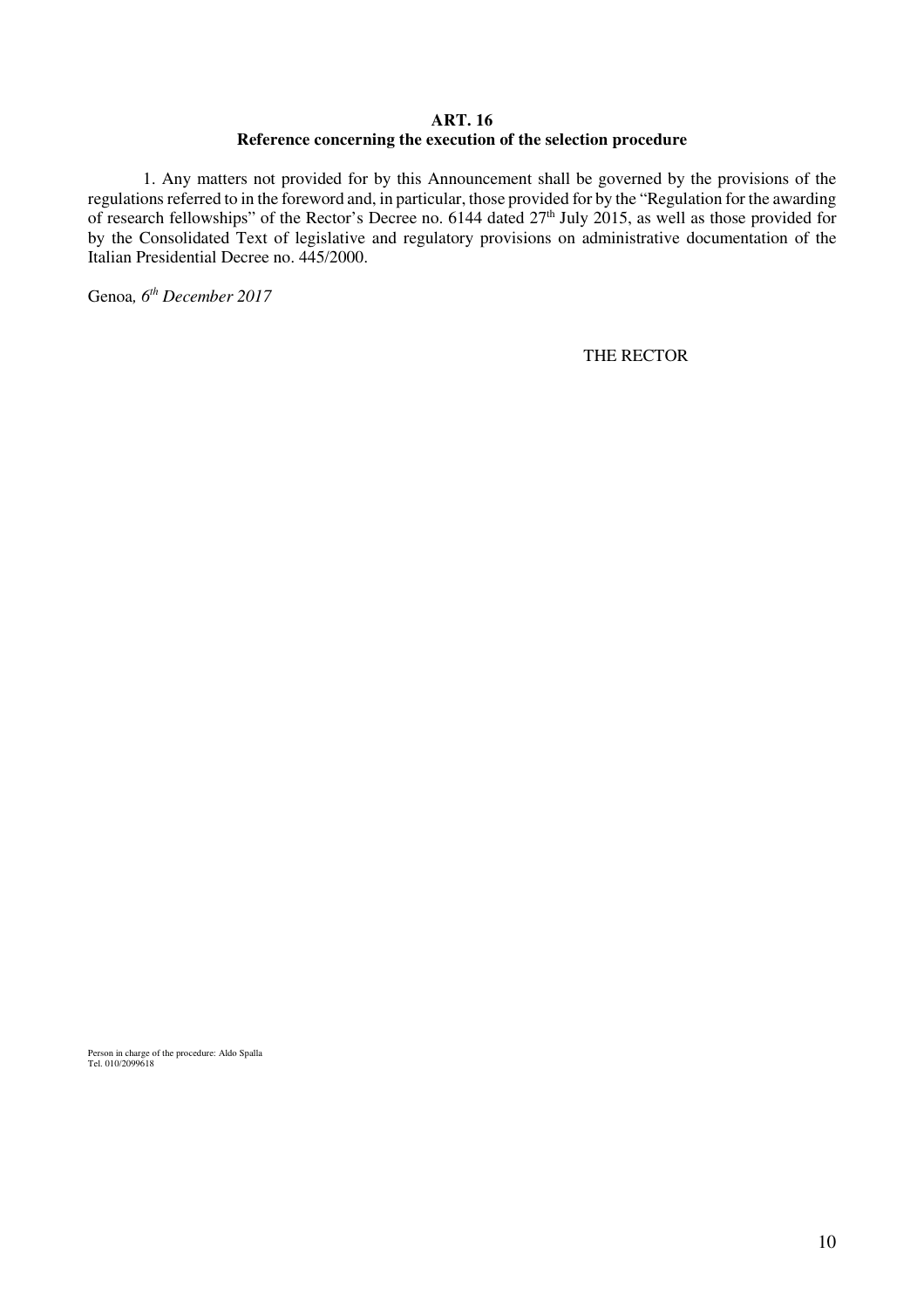**ART. 16**
**Reference concerning the execution of the selection procedure**

1. Any matters not provided for by this Announcement shall be governed by the provisions of the regulations referred to in the foreword and, in particular, those provided for by the "Regulation for the awarding of research fellowships" of the Rector's Decree no. 6144 dated 27th July 2015, as well as those provided for by the Consolidated Text of legislative and regulatory provisions on administrative documentation of the Italian Presidential Decree no. 445/2000.

Genoa*, 6th December 2017*

THE RECTOR

Person in charge of the procedure: Aldo Spalla
Tel. 010/2099618